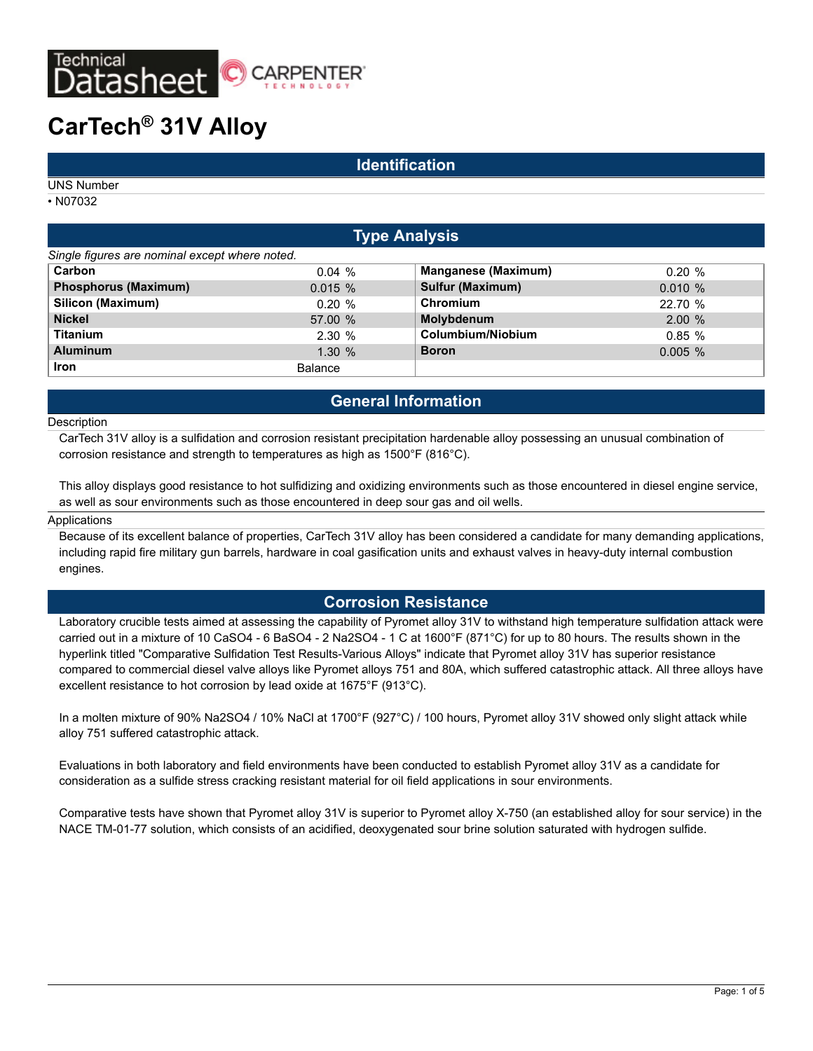# CarTech® 31V Alloy

## Identification

UNS Number

- N07032

## Type Analysis

*Single figures are nominal except where noted.*

| Element | % | Element | % |
|---|---|---|---|
| **Carbon** | 0.04 % | **Manganese (Maximum)** | 0.20 % |
| **Phosphorus (Maximum)** | 0.015 % | **Sulfur (Maximum)** | 0.010 % |
| **Silicon (Maximum)** | 0.20 % | **Chromium** | 22.70 % |
| **Nickel** | 57.00 % | **Molybdenum** | 2.00 % |
| **Titanium** | 2.30 % | **Columbium/Niobium** | 0.85 % |
| **Aluminum** | 1.30 % | **Boron** | 0.005 % |
| **Iron** | Balance | | |

## General Information

Description

CarTech 31V alloy is a sulfidation and corrosion resistant precipitation hardenable alloy possessing an unusual combination of corrosion resistance and strength to temperatures as high as 1500°F (816°C).

This alloy displays good resistance to hot sulfidizing and oxidizing environments such as those encountered in diesel engine service, as well as sour environments such as those encountered in deep sour gas and oil wells.

Applications

Because of its excellent balance of properties, CarTech 31V alloy has been considered a candidate for many demanding applications, including rapid fire military gun barrels, hardware in coal gasification units and exhaust valves in heavy-duty internal combustion engines.

## Corrosion Resistance

Laboratory crucible tests aimed at assessing the capability of Pyromet alloy 31V to withstand high temperature sulfidation attack were carried out in a mixture of 10 $CaSO_4$ - 6 $BaSO_4$ - 2 $Na_2SO_4$ - 1 C at 1600°F (871°C) for up to 80 hours. The results shown in the hyperlink titled "Comparative Sulfidation Test Results-Various Alloys" indicate that Pyromet alloy 31V has superior resistance compared to commercial diesel valve alloys like Pyromet alloys 751 and 80A, which suffered catastrophic attack. All three alloys have excellent resistance to hot corrosion by lead oxide at 1675°F (913°C).

In a molten mixture of 90% $Na_2SO_4$ / 10% NaCl at 1700°F (927°C) / 100 hours, Pyromet alloy 31V showed only slight attack while alloy 751 suffered catastrophic attack.

Evaluations in both laboratory and field environments have been conducted to establish Pyromet alloy 31V as a candidate for consideration as a sulfide stress cracking resistant material for oil field applications in sour environments.

Comparative tests have shown that Pyromet alloy 31V is superior to Pyromet alloy X-750 (an established alloy for sour service) in the NACE TM-01-77 solution, which consists of an acidified, deoxygenated sour brine solution saturated with hydrogen sulfide.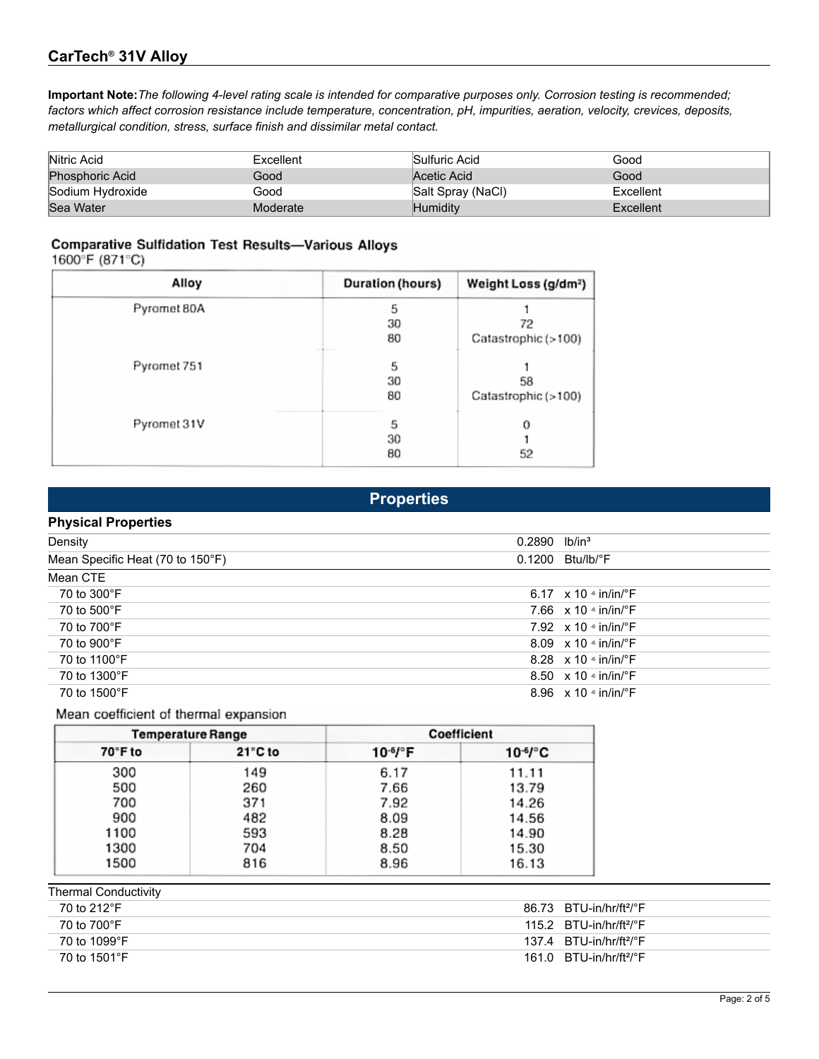## CarTech® 31V Alloy

**Important Note:** *The following 4-level rating scale is intended for comparative purposes only. Corrosion testing is recommended; factors which affect corrosion resistance include temperature, concentration, pH, impurities, aeration, velocity, crevices, deposits, metallurgical condition, stress, surface finish and dissimilar metal contact.*

| | | | |
|---|---|---|---|
| Nitric Acid | Excellent | Sulfuric Acid | Good |
| Phosphoric Acid | Good | Acetic Acid | Good |
| Sodium Hydroxide | Good | Salt Spray (NaCl) | Excellent |
| Sea Water | Moderate | Humidity | Excellent |

**Comparative Sulfidation Test Results—Various Alloys**
1600°F (871°C)

| Alloy | Duration (hours) | Weight Loss (g/dm²) |
|---|---|---|
| Pyromet 80A | 5 | 1 |
| | 30 | 72 |
| | 80 | Catastrophic (>100) |
| Pyromet 751 | 5 | 1 |
| | 30 | 58 |
| | 80 | Catastrophic (>100) |
| Pyromet 31V | 5 | 0 |
| | 30 | 1 |
| | 80 | 52 |

## Properties

### Physical Properties

| Property | Value | Unit |
|---|---|---|
| Density | 0.2890 | lb/in³ |
| Mean Specific Heat (70 to 150°F) | 0.1200 | Btu/lb/°F |
| Mean CTE | | |
| 70 to 300°F | 6.17 | x 10⁻⁶ in/in/°F |
| 70 to 500°F | 7.66 | x 10⁻⁶ in/in/°F |
| 70 to 700°F | 7.92 | x 10⁻⁶ in/in/°F |
| 70 to 900°F | 8.09 | x 10⁻⁶ in/in/°F |
| 70 to 1100°F | 8.28 | x 10⁻⁶ in/in/°F |
| 70 to 1300°F | 8.50 | x 10⁻⁶ in/in/°F |
| 70 to 1500°F | 8.96 | x 10⁻⁶ in/in/°F |

Mean coefficient of thermal expansion

| Temperature Range | | Coefficient | |
|---|---|---|---|
| 70°F to | 21°C to | $10^{-6}$/°F | $10^{-6}$/°C |
| 300 | 149 | 6.17 | 11.11 |
| 500 | 260 | 7.66 | 13.79 |
| 700 | 371 | 7.92 | 14.26 |
| 900 | 482 | 8.09 | 14.56 |
| 1100 | 593 | 8.28 | 14.90 |
| 1300 | 704 | 8.50 | 15.30 |
| 1500 | 816 | 8.96 | 16.13 |

| Property | Value | Unit |
|---|---|---|
| Thermal Conductivity | | |
| 70 to 212°F | 86.73 | BTU-in/hr/ft²/°F |
| 70 to 700°F | 115.2 | BTU-in/hr/ft²/°F |
| 70 to 1099°F | 137.4 | BTU-in/hr/ft²/°F |
| 70 to 1501°F | 161.0 | BTU-in/hr/ft²/°F |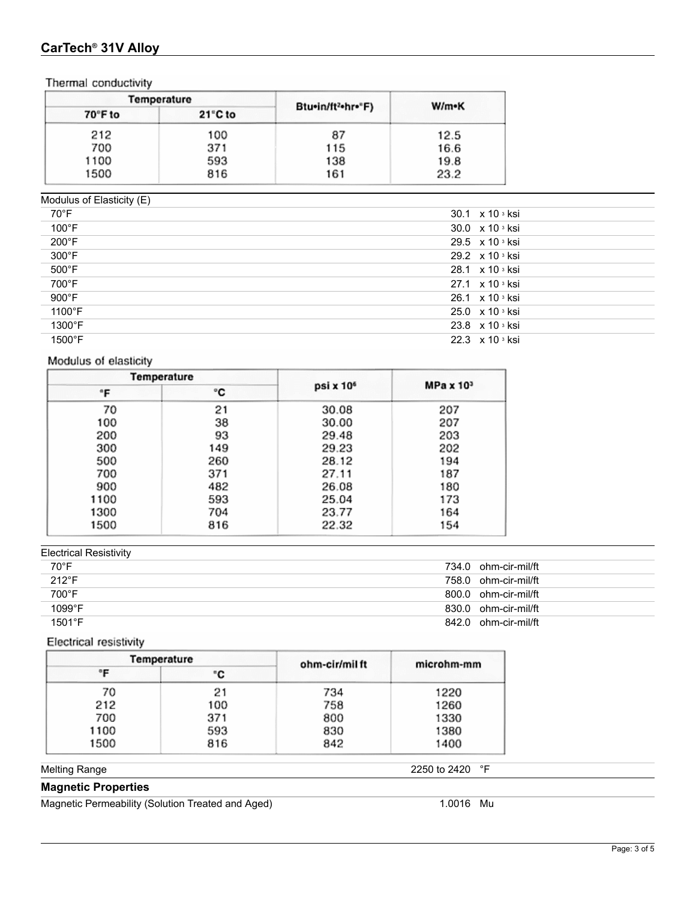Thermal conductivity

| Temperature | | Btu•in/ft²•hr•°F) | W/m•K |
|---|---|---|---|
| 70°F to | 21°C to | | |
| 212 | 100 | 87 | 12.5 |
| 700 | 371 | 115 | 16.6 |
| 1100 | 593 | 138 | 19.8 |
| 1500 | 816 | 161 | 23.2 |

| Modulus of Elasticity (E) | |
|---|---|
| 70°F | 30.1 x $10^3$ ksi |
| 100°F | 30.0 x $10^3$ ksi |
| 200°F | 29.5 x $10^3$ ksi |
| 300°F | 29.2 x $10^3$ ksi |
| 500°F | 28.1 x $10^3$ ksi |
| 700°F | 27.1 x $10^3$ ksi |
| 900°F | 26.1 x $10^3$ ksi |
| 1100°F | 25.0 x $10^3$ ksi |
| 1300°F | 23.8 x $10^3$ ksi |
| 1500°F | 22.3 x $10^3$ ksi |

Modulus of elasticity

| Temperature | | psi x $10^6$ | MPa x $10^3$ |
|---|---|---|---|
| °F | °C | | |
| 70 | 21 | 30.08 | 207 |
| 100 | 38 | 30.00 | 207 |
| 200 | 93 | 29.48 | 203 |
| 300 | 149 | 29.23 | 202 |
| 500 | 260 | 28.12 | 194 |
| 700 | 371 | 27.11 | 187 |
| 900 | 482 | 26.08 | 180 |
| 1100 | 593 | 25.04 | 173 |
| 1300 | 704 | 23.77 | 164 |
| 1500 | 816 | 22.32 | 154 |

| Electrical Resistivity | |
|---|---|
| 70°F | 734.0 ohm-cir-mil/ft |
| 212°F | 758.0 ohm-cir-mil/ft |
| 700°F | 800.0 ohm-cir-mil/ft |
| 1099°F | 830.0 ohm-cir-mil/ft |
| 1501°F | 842.0 ohm-cir-mil/ft |

Electrical resistivity

| Temperature | | ohm-cir/mil ft | microhm-mm |
|---|---|---|---|
| °F | °C | | |
| 70 | 21 | 734 | 1220 |
| 212 | 100 | 758 | 1260 |
| 700 | 371 | 800 | 1330 |
| 1100 | 593 | 830 | 1380 |
| 1500 | 816 | 842 | 1400 |

| Melting Range | 2250 to 2420 °F |
|---|---|

## Magnetic Properties

| Magnetic Permeability (Solution Treated and Aged) | 1.0016 Mu |
|---|---|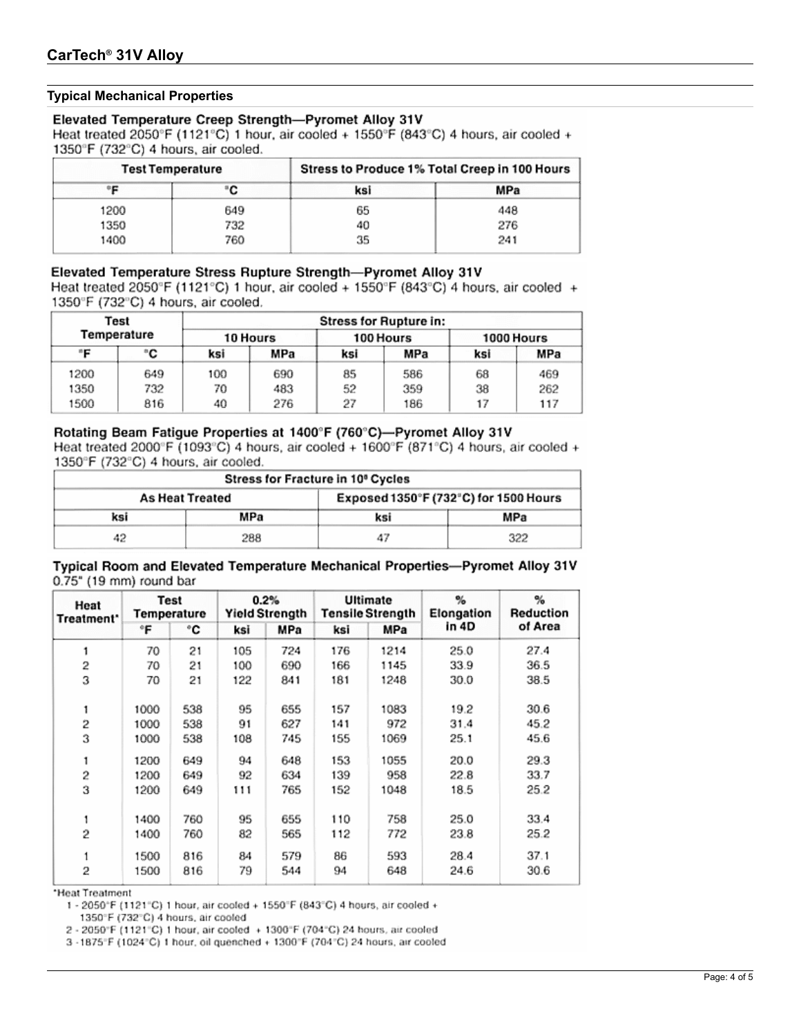## CarTech® 31V Alloy

### Typical Mechanical Properties

**Elevated Temperature Creep Strength—Pyromet Alloy 31V**

Heat treated 2050°F (1121°C) 1 hour, air cooled + 1550°F (843°C) 4 hours, air cooled + 1350°F (732°C) 4 hours, air cooled.

| Test Temperature | | Stress to Produce 1% Total Creep in 100 Hours | |
|---|---|---|---|
| °F | °C | ksi | MPa |
| 1200 | 649 | 65 | 448 |
| 1350 | 732 | 40 | 276 |
| 1400 | 760 | 35 | 241 |

**Elevated Temperature Stress Rupture Strength—Pyromet Alloy 31V**

Heat treated 2050°F (1121°C) 1 hour, air cooled + 1550°F (843°C) 4 hours, air cooled + 1350°F (732°C) 4 hours, air cooled.

| Test Temperature | | Stress for Rupture in: | | | | | |
|---|---|---|---|---|---|---|---|
| | | 10 Hours | | 100 Hours | | 1000 Hours | |
| °F | °C | ksi | MPa | ksi | MPa | ksi | MPa |
| 1200 | 649 | 100 | 690 | 85 | 586 | 68 | 469 |
| 1350 | 732 | 70 | 483 | 52 | 359 | 38 | 262 |
| 1500 | 816 | 40 | 276 | 27 | 186 | 17 | 117 |

**Rotating Beam Fatigue Properties at 1400°F (760°C)—Pyromet Alloy 31V**

Heat treated 2000°F (1093°C) 4 hours, air cooled + 1600°F (871°C) 4 hours, air cooled + 1350°F (732°C) 4 hours, air cooled.

| Stress for Fracture in 10⁸ Cycles | | | |
|---|---|---|---|
| As Heat Treated | | Exposed 1350°F (732°C) for 1500 Hours | |
| ksi | MPa | ksi | MPa |
| 42 | 288 | 47 | 322 |

**Typical Room and Elevated Temperature Mechanical Properties—Pyromet Alloy 31V**

0.75" (19 mm) round bar

| Heat Treatment* | Test Temperature | | 0.2% Yield Strength | | Ultimate Tensile Strength | | % Elongation in 4D | % Reduction of Area |
|---|---|---|---|---|---|---|---|---|
| | °F | °C | ksi | MPa | ksi | MPa | | |
| 1 | 70 | 21 | 105 | 724 | 176 | 1214 | 25.0 | 27.4 |
| 2 | 70 | 21 | 100 | 690 | 166 | 1145 | 33.9 | 36.5 |
| 3 | 70 | 21 | 122 | 841 | 181 | 1248 | 30.0 | 38.5 |
| 1 | 1000 | 538 | 95 | 655 | 157 | 1083 | 19.2 | 30.6 |
| 2 | 1000 | 538 | 91 | 627 | 141 | 972 | 31.4 | 45.2 |
| 3 | 1000 | 538 | 108 | 745 | 155 | 1069 | 25.1 | 45.6 |
| 1 | 1200 | 649 | 94 | 648 | 153 | 1055 | 20.0 | 29.3 |
| 2 | 1200 | 649 | 92 | 634 | 139 | 958 | 22.8 | 33.7 |
| 3 | 1200 | 649 | 111 | 765 | 152 | 1048 | 18.5 | 25.2 |
| 1 | 1400 | 760 | 95 | 655 | 110 | 758 | 25.0 | 33.4 |
| 2 | 1400 | 760 | 82 | 565 | 112 | 772 | 23.8 | 25.2 |
| 1 | 1500 | 816 | 84 | 579 | 86 | 593 | 28.4 | 37.1 |
| 2 | 1500 | 816 | 79 | 544 | 94 | 648 | 24.6 | 30.6 |

*Heat Treatment

1 - 2050°F (1121°C) 1 hour, air cooled + 1550°F (843°C) 4 hours, air cooled + 1350°F (732°C) 4 hours, air cooled

2 - 2050°F (1121°C) 1 hour, air cooled + 1300°F (704°C) 24 hours, air cooled

3 - 1875°F (1024°C) 1 hour, oil quenched + 1300°F (704°C) 24 hours, air cooled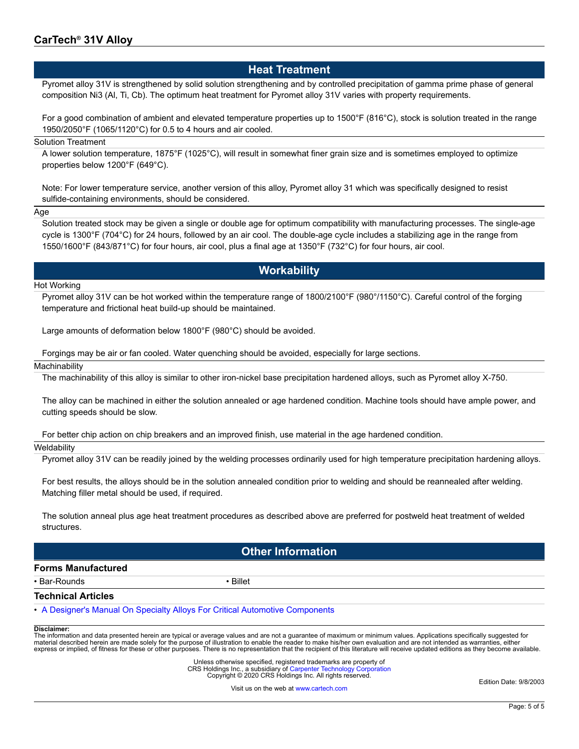## Heat Treatment

Pyromet alloy 31V is strengthened by solid solution strengthening and by controlled precipitation of gamma prime phase of general composition Ni3 (Al, Ti, Cb). The optimum heat treatment for Pyromet alloy 31V varies with property requirements.

For a good combination of ambient and elevated temperature properties up to 1500°F (816°C), stock is solution treated in the range 1950/2050°F (1065/1120°C) for 0.5 to 4 hours and air cooled.

### Solution Treatment

A lower solution temperature, 1875°F (1025°C), will result in somewhat finer grain size and is sometimes employed to optimize properties below 1200°F (649°C).

Note: For lower temperature service, another version of this alloy, Pyromet alloy 31 which was specifically designed to resist sulfide-containing environments, should be considered.

### Age

Solution treated stock may be given a single or double age for optimum compatibility with manufacturing processes. The single-age cycle is 1300°F (704°C) for 24 hours, followed by an air cool. The double-age cycle includes a stabilizing age in the range from 1550/1600°F (843/871°C) for four hours, air cool, plus a final age at 1350°F (732°C) for four hours, air cool.

## Workability

### Hot Working

Pyromet alloy 31V can be hot worked within the temperature range of 1800/2100°F (980°/1150°C). Careful control of the forging temperature and frictional heat build-up should be maintained.

Large amounts of deformation below 1800°F (980°C) should be avoided.

Forgings may be air or fan cooled. Water quenching should be avoided, especially for large sections.

### Machinability

The machinability of this alloy is similar to other iron-nickel base precipitation hardened alloys, such as Pyromet alloy X-750.

The alloy can be machined in either the solution annealed or age hardened condition. Machine tools should have ample power, and cutting speeds should be slow.

For better chip action on chip breakers and an improved finish, use material in the age hardened condition.

### Weldability

Pyromet alloy 31V can be readily joined by the welding processes ordinarily used for high temperature precipitation hardening alloys.

For best results, the alloys should be in the solution annealed condition prior to welding and should be reannealed after welding. Matching filler metal should be used, if required.

The solution anneal plus age heat treatment procedures as described above are preferred for postweld heat treatment of welded structures.

## Other Information

### Forms Manufactured

- Bar-Rounds
- Billet

### Technical Articles

- A Designer's Manual On Specialty Alloys For Critical Automotive Components

**Disclaimer:**
The information and data presented herein are typical or average values and are not a guarantee of maximum or minimum values. Applications specifically suggested for material described herein are made solely for the purpose of illustration to enable the reader to make his/her own evaluation and are not intended as warranties, either express or implied, of fitness for these or other purposes. There is no representation that the recipient of this literature will receive updated editions as they become available.

Unless otherwise specified, registered trademarks are property of
CRS Holdings Inc., a subsidiary of Carpenter Technology Corporation
Copyright © 2020 CRS Holdings Inc. All rights reserved.

Edition Date: 9/8/2003

Visit us on the web at www.cartech.com